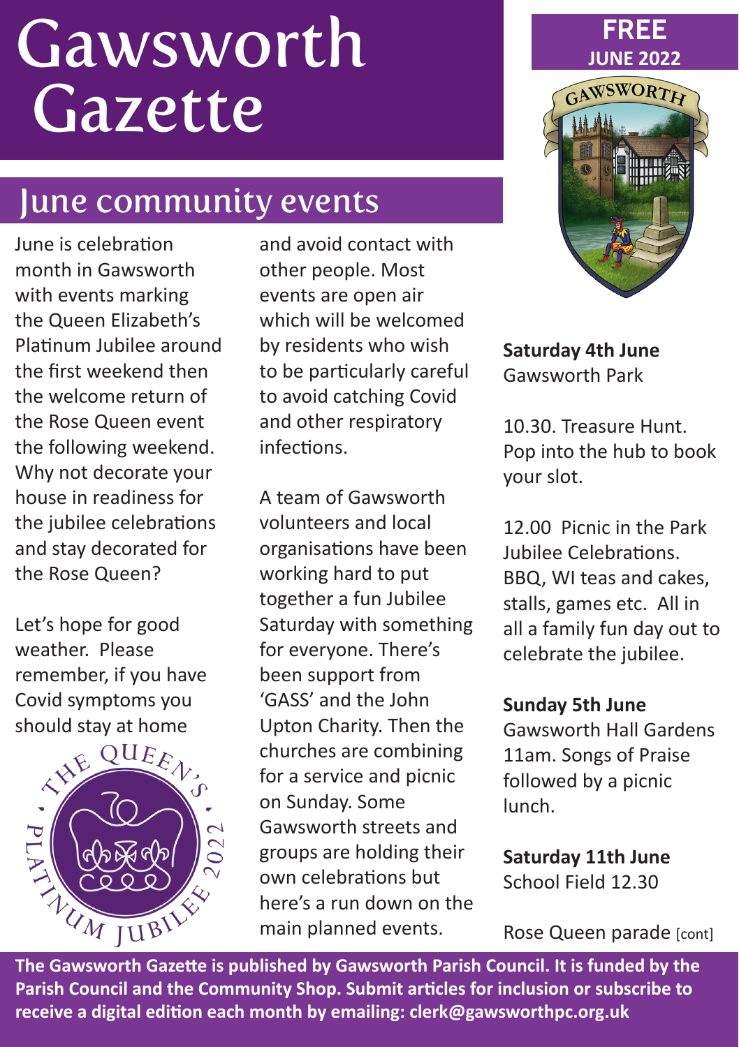# Gawsworth Gazette

**FREE**
**JUNE 2022**

## June community events

June is celebration month in Gawsworth with events marking the Queen Elizabeth's Platinum Jubilee around the first weekend then the welcome return of the Rose Queen event the following weekend. Why not decorate your house in readiness for the jubilee celebrations and stay decorated for the Rose Queen?

Let's hope for good weather. Please remember, if you have Covid symptoms you should stay at home and avoid contact with other people. Most events are open air which will be welcomed by residents who wish to be particularly careful to avoid catching Covid and other respiratory infections.

A team of Gawsworth volunteers and local organisations have been working hard to put together a fun Jubilee Saturday with something for everyone. There's been support from 'GASS' and the John Upton Charity. Then the churches are combining for a service and picnic on Sunday. Some Gawsworth streets and groups are holding their own celebrations but here's a run down on the main planned events.

**Saturday 4th June**
Gawsworth Park

10.30. Treasure Hunt. Pop into the hub to book your slot.

12.00 Picnic in the Park Jubilee Celebrations. BBQ, WI teas and cakes, stalls, games etc. All in all a family fun day out to celebrate the jubilee.

**Sunday 5th June**
Gawsworth Hall Gardens
11am. Songs of Praise followed by a picnic lunch.

**Saturday 11th June**
School Field 12.30

Rose Queen parade [cont]

**The Gawsworth Gazette is published by Gawsworth Parish Council. It is funded by the Parish Council and the Community Shop. Submit articles for inclusion or subscribe to receive a digital edition each month by emailing: clerk@gawsworthpc.org.uk**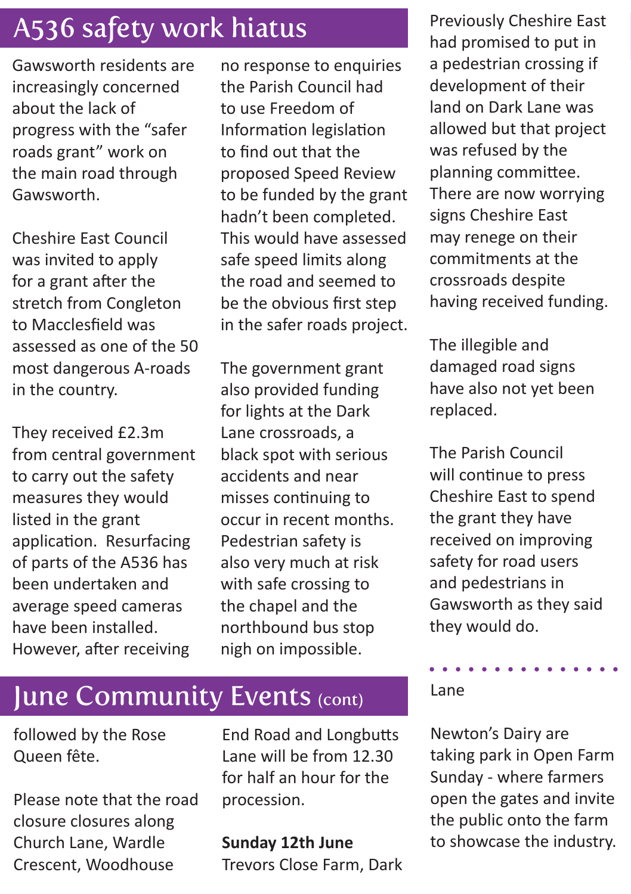# A536 safety work hiatus

Gawsworth residents are increasingly concerned about the lack of progress with the "safer roads grant" work on the main road through Gawsworth.

Cheshire East Council was invited to apply for a grant after the stretch from Congleton to Macclesfield was assessed as one of the 50 most dangerous A-roads in the country.

They received £2.3m from central government to carry out the safety measures they would listed in the grant application. Resurfacing of parts of the A536 has been undertaken and average speed cameras have been installed. However, after receiving no response to enquiries the Parish Council had to use Freedom of Information legislation to find out that the proposed Speed Review to be funded by the grant hadn't been completed. This would have assessed safe speed limits along the road and seemed to be the obvious first step in the safer roads project.

The government grant also provided funding for lights at the Dark Lane crossroads, a black spot with serious accidents and near misses continuing to occur in recent months. Pedestrian safety is also very much at risk with safe crossing to the chapel and the northbound bus stop nigh on impossible.

Previously Cheshire East had promised to put in a pedestrian crossing if development of their land on Dark Lane was allowed but that project was refused by the planning committee. There are now worrying signs Cheshire East may renege on their commitments at the crossroads despite having received funding.

The illegible and damaged road signs have also not yet been replaced.

The Parish Council will continue to press Cheshire East to spend the grant they have received on improving safety for road users and pedestrians in Gawsworth as they said they would do.

# June Community Events (cont)

followed by the Rose Queen fête.

Please note that the road closure closures along Church Lane, Wardle Crescent, Woodhouse End Road and Longbutts Lane will be from 12.30 for half an hour for the procession.

**Sunday 12th June**
Trevors Close Farm, Dark Lane

Newton's Dairy are taking park in Open Farm Sunday - where farmers open the gates and invite the public onto the farm to showcase the industry.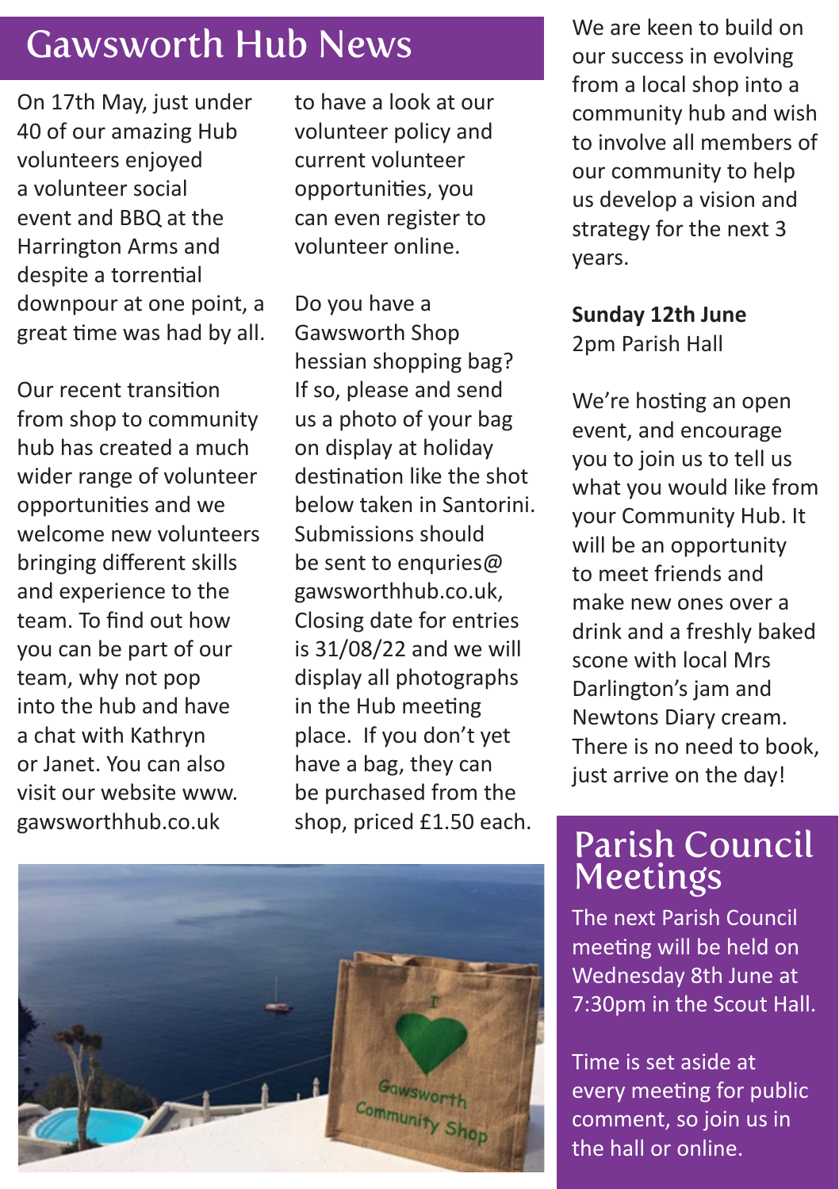# Gawsworth Hub News

On 17th May, just under 40 of our amazing Hub volunteers enjoyed a volunteer social event and BBQ at the Harrington Arms and despite a torrential downpour at one point, a great time was had by all.

Our recent transition from shop to community hub has created a much wider range of volunteer opportunities and we welcome new volunteers bringing different skills and experience to the team. To find out how you can be part of our team, why not pop into the hub and have a chat with Kathryn or Janet. You can also visit our website www.gawsworthhub.co.uk to have a look at our volunteer policy and current volunteer opportunities, you can even register to volunteer online.

Do you have a Gawsworth Shop hessian shopping bag? If so, please and send us a photo of your bag on display at holiday destination like the shot below taken in Santorini. Submissions should be sent to enquries@gawsworthhub.co.uk, Closing date for entries is 31/08/22 and we will display all photographs in the Hub meeting place. If you don't yet have a bag, they can be purchased from the shop, priced £1.50 each.

We are keen to build on our success in evolving from a local shop into a community hub and wish to involve all members of our community to help us develop a vision and strategy for the next 3 years.

**Sunday 12th June**
2pm Parish Hall

We're hosting an open event, and encourage you to join us to tell us what you would like from your Community Hub. It will be an opportunity to meet friends and make new ones over a drink and a freshly baked scone with local Mrs Darlington's jam and Newtons Diary cream. There is no need to book, just arrive on the day!

## Parish Council Meetings

The next Parish Council meeting will be held on Wednesday 8th June at 7:30pm in the Scout Hall.

Time is set aside at every meeting for public comment, so join us in the hall or online.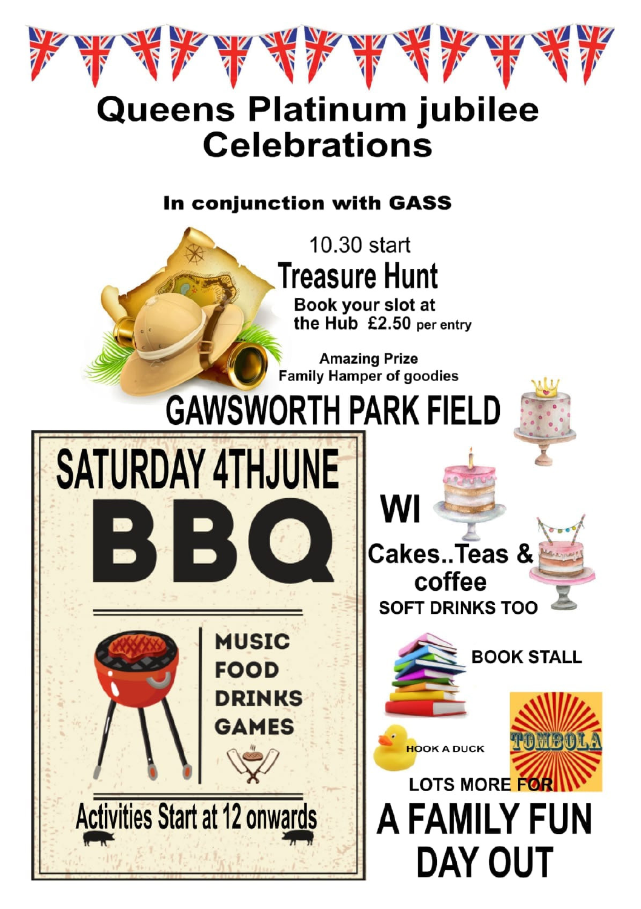# Queens Platinum jubilee Celebrations

**In conjunction with GASS**

10.30 start

## Treasure Hunt

**Book your slot at the Hub £2.50** per entry

**Amazing Prize**
**Family Hamper of goodies**

## GAWSWORTH PARK FIELD

## SATURDAY 4THJUNE

# BBQ

**MUSIC**
**FOOD**
**DRINKS**
**GAMES**

**Activities Start at 12 onwards**

## WI

**Cakes..Teas & coffee**

**SOFT DRINKS TOO**

**BOOK STALL**

**HOOK A DUCK**

**TOMBOLA**

**LOTS MORE FOR**

## A FAMILY FUN DAY OUT